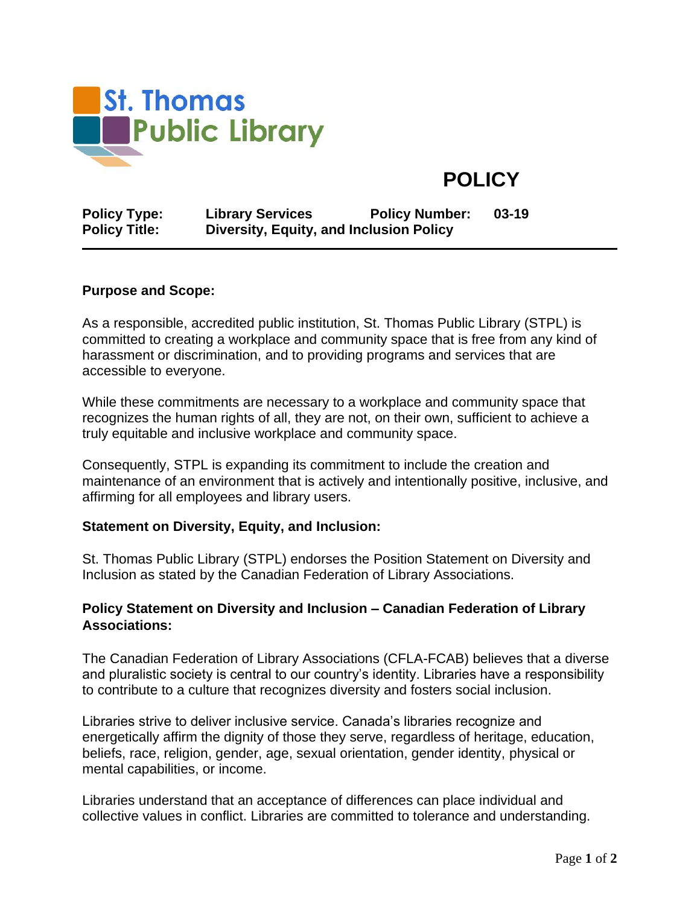St. Thomas Public Library

# POLICY

**Policy Type:** **Library Services** **Policy Number:** **03-19**
**Policy Title:** **Diversity, Equity, and Inclusion Policy**

---

## Purpose and Scope:

As a responsible, accredited public institution, St. Thomas Public Library (STPL) is committed to creating a workplace and community space that is free from any kind of harassment or discrimination, and to providing programs and services that are accessible to everyone.

While these commitments are necessary to a workplace and community space that recognizes the human rights of all, they are not, on their own, sufficient to achieve a truly equitable and inclusive workplace and community space.

Consequently, STPL is expanding its commitment to include the creation and maintenance of an environment that is actively and intentionally positive, inclusive, and affirming for all employees and library users.

## Statement on Diversity, Equity, and Inclusion:

St. Thomas Public Library (STPL) endorses the Position Statement on Diversity and Inclusion as stated by the Canadian Federation of Library Associations.

## Policy Statement on Diversity and Inclusion – Canadian Federation of Library Associations:

The Canadian Federation of Library Associations (CFLA-FCAB) believes that a diverse and pluralistic society is central to our country's identity. Libraries have a responsibility to contribute to a culture that recognizes diversity and fosters social inclusion.

Libraries strive to deliver inclusive service. Canada's libraries recognize and energetically affirm the dignity of those they serve, regardless of heritage, education, beliefs, race, religion, gender, age, sexual orientation, gender identity, physical or mental capabilities, or income.

Libraries understand that an acceptance of differences can place individual and collective values in conflict. Libraries are committed to tolerance and understanding.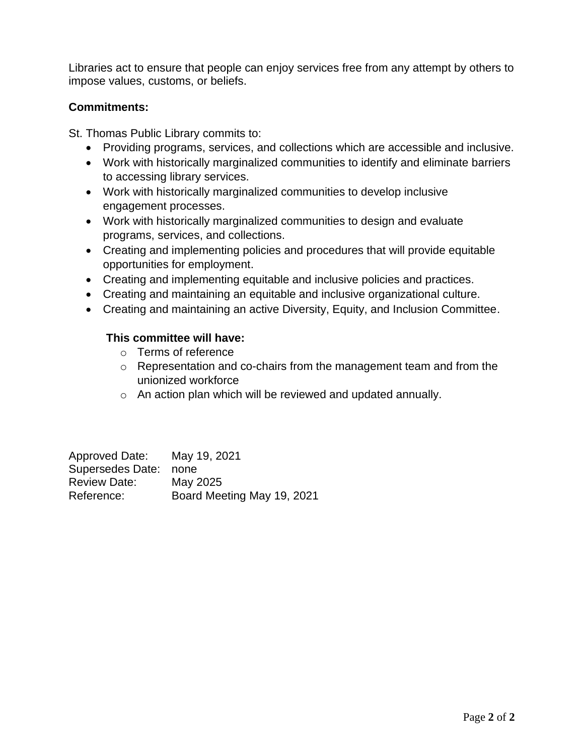Libraries act to ensure that people can enjoy services free from any attempt by others to impose values, customs, or beliefs.

**Commitments:**

St. Thomas Public Library commits to:

- Providing programs, services, and collections which are accessible and inclusive.
- Work with historically marginalized communities to identify and eliminate barriers to accessing library services.
- Work with historically marginalized communities to develop inclusive engagement processes.
- Work with historically marginalized communities to design and evaluate programs, services, and collections.
- Creating and implementing policies and procedures that will provide equitable opportunities for employment.
- Creating and implementing equitable and inclusive policies and practices.
- Creating and maintaining an equitable and inclusive organizational culture.
- Creating and maintaining an active Diversity, Equity, and Inclusion Committee.

  **This committee will have:**

  - Terms of reference
  - Representation and co-chairs from the management team and from the unionized workforce
  - An action plan which will be reviewed and updated annually.

| | |
|---|---|
| Approved Date: | May 19, 2021 |
| Supersedes Date: | none |
| Review Date: | May 2025 |
| Reference: | Board Meeting May 19, 2021 |